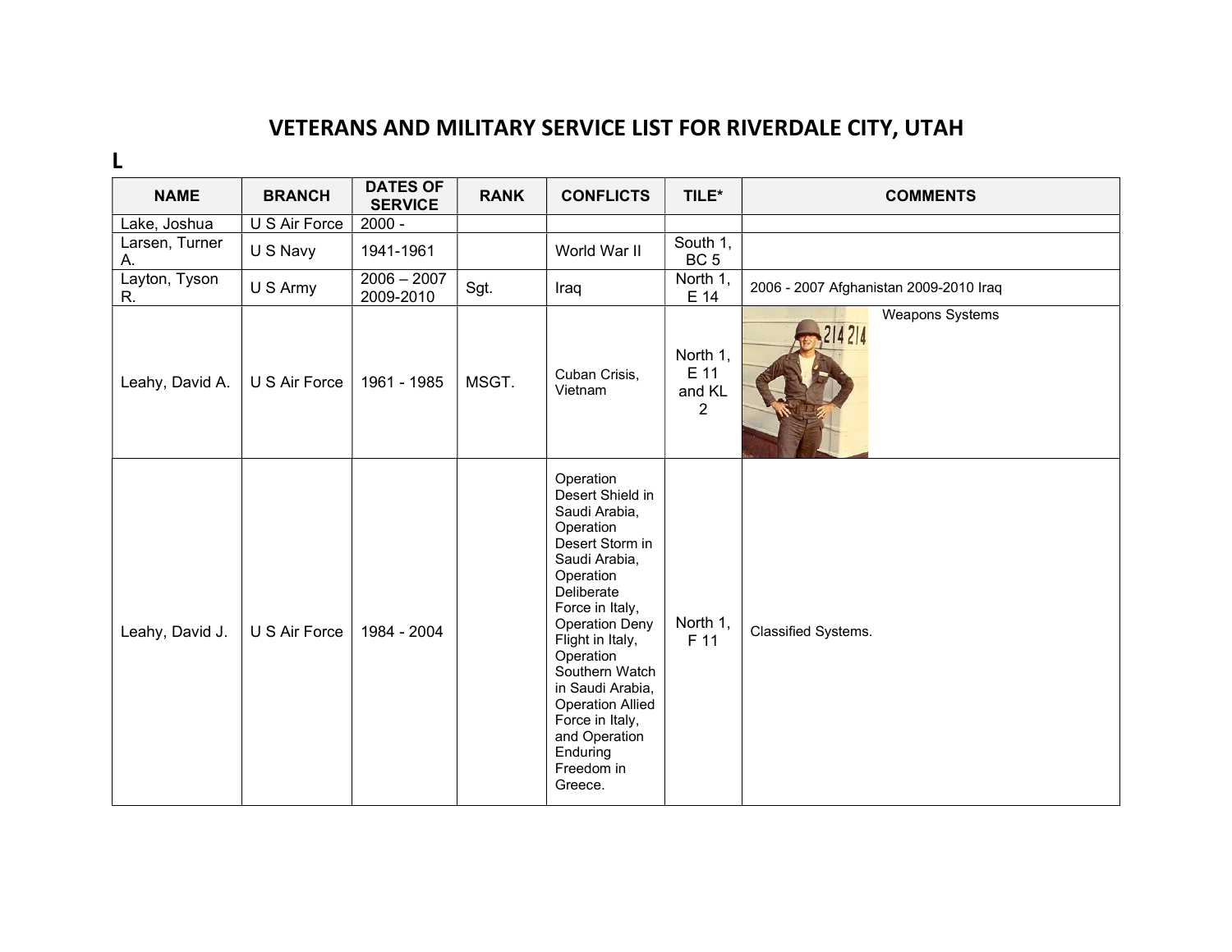# VETERANS AND MILITARY SERVICE LIST FOR RIVERDALE CITY, UTAH

## L

| NAME | BRANCH | DATES OF SERVICE | RANK | CONFLICTS | TILE* | COMMENTS |
|---|---|---|---|---|---|---|
| Lake, Joshua | U S Air Force | 2000 - | | | | |
| Larsen, Turner A. | U S Navy | 1941-1961 | | World War II | South 1, BC 5 | |
| Layton, Tyson R. | U S Army | 2006 – 2007 2009-2010 | Sgt. | Iraq | North 1, E 14 | 2006 - 2007 Afghanistan 2009-2010 Iraq |
| Leahy, David A. | U S Air Force | 1961 - 1985 | MSGT. | Cuban Crisis, Vietnam | North 1, E 11 and KL 2 | Weapons Systems |
| Leahy, David J. | U S Air Force | 1984 - 2004 | | Operation Desert Shield in Saudi Arabia, Operation Desert Storm in Saudi Arabia, Operation Deliberate Force in Italy, Operation Deny Flight in Italy, Operation Southern Watch in Saudi Arabia, Operation Allied Force in Italy, and Operation Enduring Freedom in Greece. | North 1, F 11 | Classified Systems. |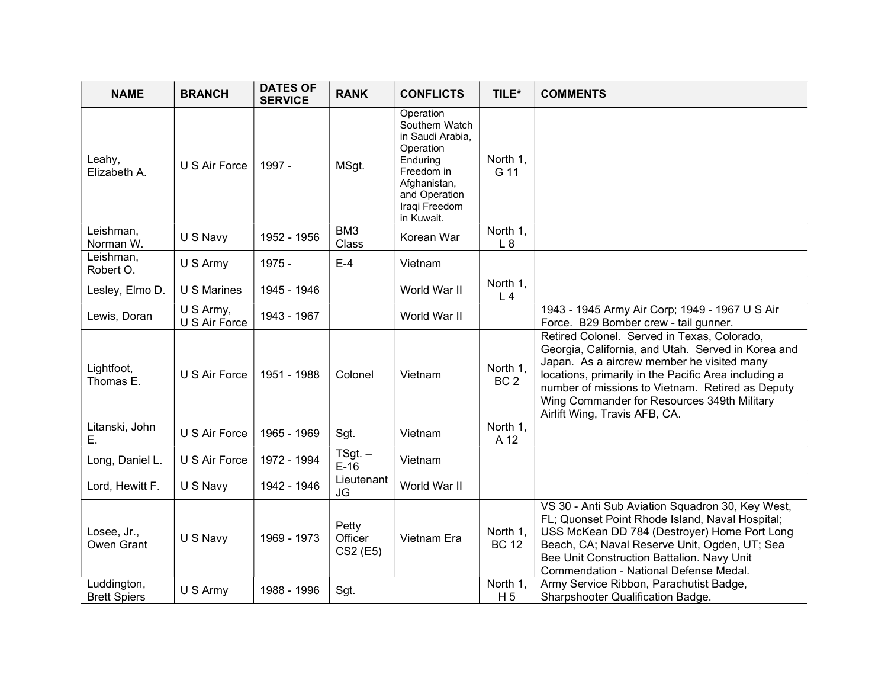| NAME | BRANCH | DATES OF SERVICE | RANK | CONFLICTS | TILE* | COMMENTS |
|---|---|---|---|---|---|---|
| Leahy, Elizabeth A. | U S Air Force | 1997 - | MSgt. | Operation Southern Watch in Saudi Arabia, Operation Enduring Freedom in Afghanistan, and Operation Iraqi Freedom in Kuwait. | North 1, G 11 | |
| Leishman, Norman W. | U S Navy | 1952 - 1956 | BM3 Class | Korean War | North 1, L 8 | |
| Leishman, Robert O. | U S Army | 1975 - | E-4 | Vietnam | | |
| Lesley, Elmo D. | U S Marines | 1945 - 1946 | | World War II | North 1, L 4 | |
| Lewis, Doran | U S Army, U S Air Force | 1943 - 1967 | | World War II | | 1943 - 1945 Army Air Corp; 1949 - 1967 U S Air Force. B29 Bomber crew - tail gunner. |
| Lightfoot, Thomas E. | U S Air Force | 1951 - 1988 | Colonel | Vietnam | North 1, BC 2 | Retired Colonel. Served in Texas, Colorado, Georgia, California, and Utah. Served in Korea and Japan. As a aircrew member he visited many locations, primarily in the Pacific Area including a number of missions to Vietnam. Retired as Deputy Wing Commander for Resources 349th Military Airlift Wing, Travis AFB, CA. |
| Litanski, John E. | U S Air Force | 1965 - 1969 | Sgt. | Vietnam | North 1, A 12 | |
| Long, Daniel L. | U S Air Force | 1972 - 1994 | TSgt. – E-16 | Vietnam | | |
| Lord, Hewitt F. | U S Navy | 1942 - 1946 | Lieutenant JG | World War II | | |
| Losee, Jr., Owen Grant | U S Navy | 1969 - 1973 | Petty Officer CS2 (E5) | Vietnam Era | North 1, BC 12 | VS 30 - Anti Sub Aviation Squadron 30, Key West, FL; Quonset Point Rhode Island, Naval Hospital; USS McKean DD 784 (Destroyer) Home Port Long Beach, CA; Naval Reserve Unit, Ogden, UT; Sea Bee Unit Construction Battalion. Navy Unit Commendation - National Defense Medal. |
| Luddington, Brett Spiers | U S Army | 1988 - 1996 | Sgt. | | North 1, H 5 | Army Service Ribbon, Parachutist Badge, Sharpshooter Qualification Badge. |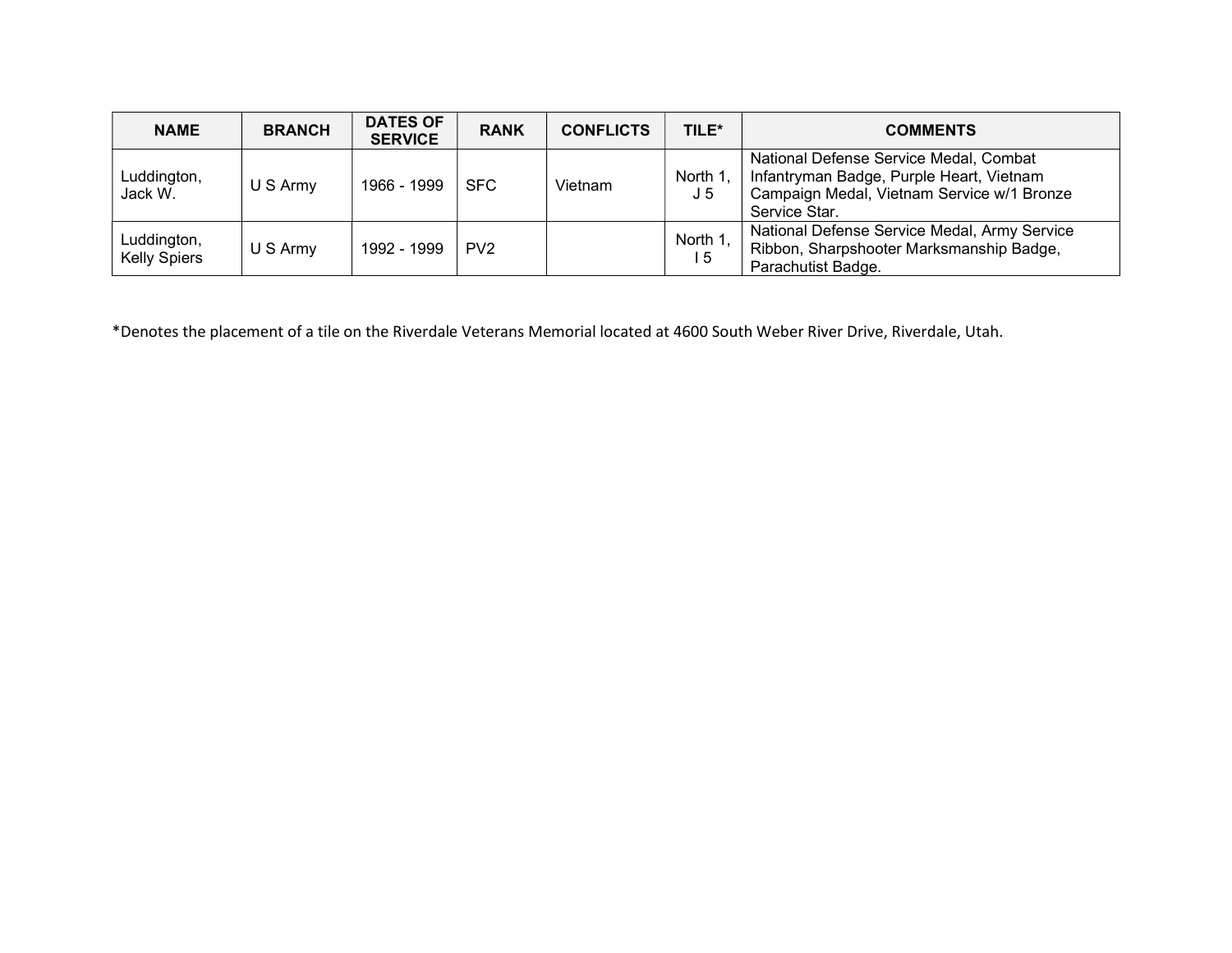| NAME | BRANCH | DATES OF SERVICE | RANK | CONFLICTS | TILE* | COMMENTS |
|---|---|---|---|---|---|---|
| Luddington, Jack W. | U S Army | 1966 - 1999 | SFC | Vietnam | North 1, J 5 | National Defense Service Medal, Combat Infantryman Badge, Purple Heart, Vietnam Campaign Medal, Vietnam Service w/1 Bronze Service Star. |
| Luddington, Kelly Spiers | U S Army | 1992 - 1999 | PV2 | | North 1, I 5 | National Defense Service Medal, Army Service Ribbon, Sharpshooter Marksmanship Badge, Parachutist Badge. |

*Denotes the placement of a tile on the Riverdale Veterans Memorial located at 4600 South Weber River Drive, Riverdale, Utah.